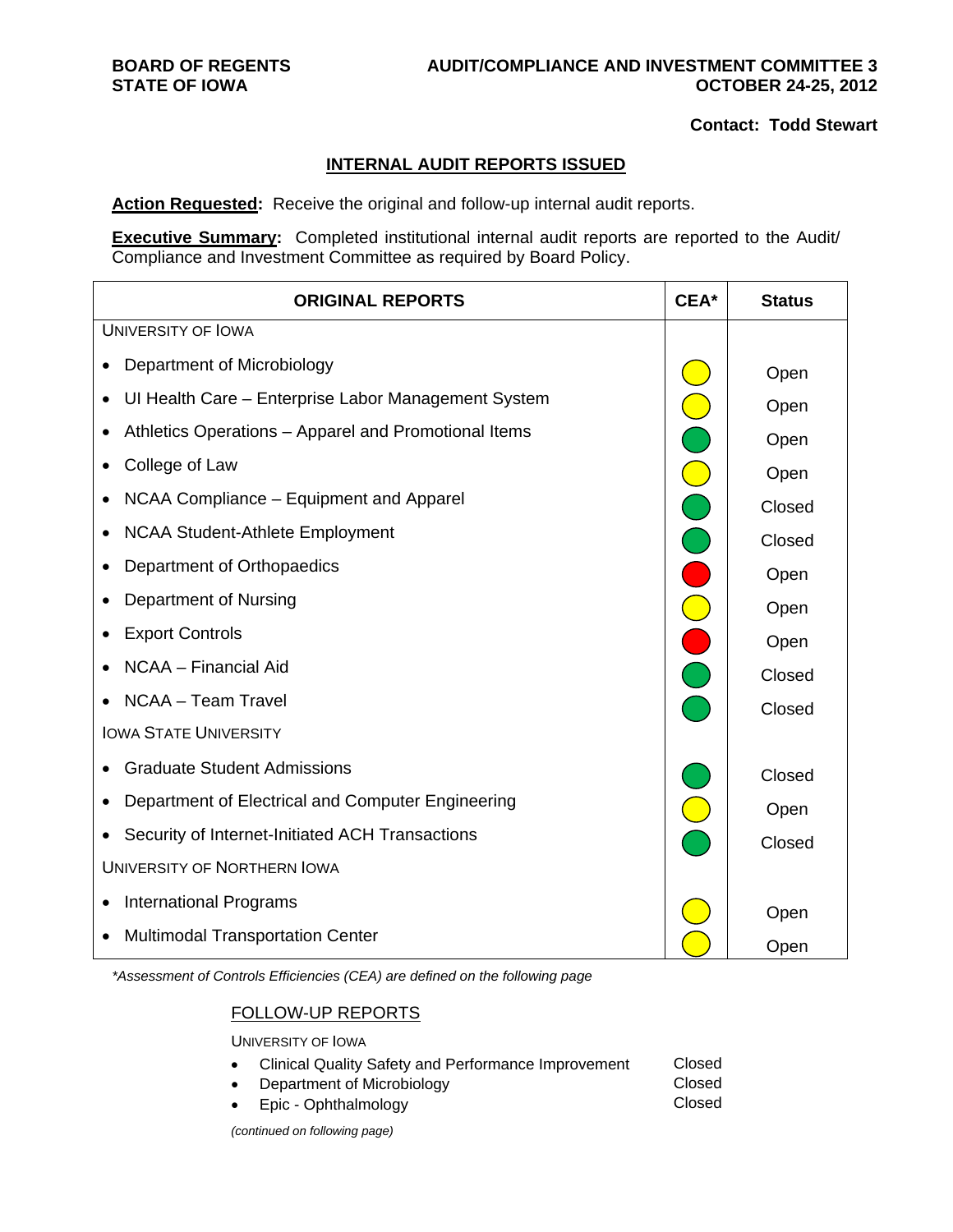**BOARD OF REGENTS**
**STATE OF IOWA**

**AUDIT/COMPLIANCE AND INVESTMENT COMMITTEE 3**
**OCTOBER 24-25, 2012**

**Contact: Todd Stewart**

## INTERNAL AUDIT REPORTS ISSUED

**Action Requested:** Receive the original and follow-up internal audit reports.

**Executive Summary:** Completed institutional internal audit reports are reported to the Audit/ Compliance and Investment Committee as required by Board Policy.

| ORIGINAL REPORTS | CEA* | Status |
|---|---|---|
| UNIVERSITY OF IOWA | | |
| • Department of Microbiology | Yellow | Open |
| • UI Health Care – Enterprise Labor Management System | Yellow | Open |
| • Athletics Operations – Apparel and Promotional Items | Green | Open |
| • College of Law | Yellow | Open |
| • NCAA Compliance – Equipment and Apparel | Green | Closed |
| • NCAA Student-Athlete Employment | Green | Closed |
| • Department of Orthopaedics | Red | Open |
| • Department of Nursing | Yellow | Open |
| • Export Controls | Red | Open |
| • NCAA – Financial Aid | Green | Closed |
| • NCAA – Team Travel | Green | Closed |
| IOWA STATE UNIVERSITY | | |
| • Graduate Student Admissions | Green | Closed |
| • Department of Electrical and Computer Engineering | Yellow | Open |
| • Security of Internet-Initiated ACH Transactions | Green | Closed |
| UNIVERSITY OF NORTHERN IOWA | | |
| • International Programs | Yellow | Open |
| • Multimodal Transportation Center | Yellow | Open |

*\*Assessment of Controls Efficiencies (CEA) are defined on the following page*

FOLLOW-UP REPORTS

UNIVERSITY OF IOWA

| Report | Status |
|---|---|
| • Clinical Quality Safety and Performance Improvement | Closed |
| • Department of Microbiology | Closed |
| • Epic - Ophthalmology | Closed |

*(continued on following page)*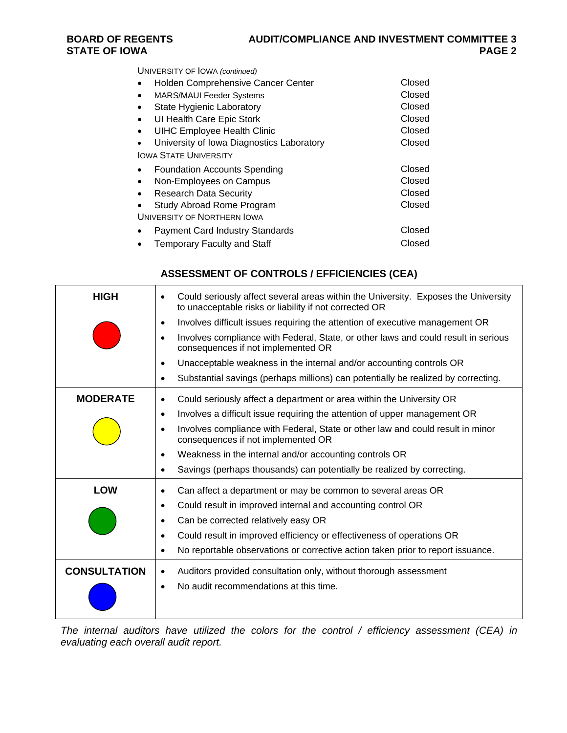UNIVERSITY OF IOWA *(continued)*

| | |
|---|---|
| Holden Comprehensive Cancer Center | Closed |
| MARS/MAUI Feeder Systems | Closed |
| State Hygienic Laboratory | Closed |
| UI Health Care Epic Stork | Closed |
| UIHC Employee Health Clinic | Closed |
| University of Iowa Diagnostics Laboratory | Closed |

IOWA STATE UNIVERSITY

| | |
|---|---|
| Foundation Accounts Spending | Closed |
| Non-Employees on Campus | Closed |
| Research Data Security | Closed |
| Study Abroad Rome Program | Closed |

UNIVERSITY OF NORTHERN IOWA

| | |
|---|---|
| Payment Card Industry Standards | Closed |
| Temporary Faculty and Staff | Closed |

## ASSESSMENT OF CONTROLS / EFFICIENCIES (CEA)

| Rating | Criteria |
|---|---|
| **HIGH** (red) | • Could seriously affect several areas within the University. Exposes the University to unacceptable risks or liability if not corrected OR<br>• Involves difficult issues requiring the attention of executive management OR<br>• Involves compliance with Federal, State, or other laws and could result in serious consequences if not implemented OR<br>• Unacceptable weakness in the internal and/or accounting controls OR<br>• Substantial savings (perhaps millions) can potentially be realized by correcting. |
| **MODERATE** (yellow) | • Could seriously affect a department or area within the University OR<br>• Involves a difficult issue requiring the attention of upper management OR<br>• Involves compliance with Federal, State or other law and could result in minor consequences if not implemented OR<br>• Weakness in the internal and/or accounting controls OR<br>• Savings (perhaps thousands) can potentially be realized by correcting. |
| **LOW** (green) | • Can affect a department or may be common to several areas OR<br>• Could result in improved internal and accounting control OR<br>• Can be corrected relatively easy OR<br>• Could result in improved efficiency or effectiveness of operations OR<br>• No reportable observations or corrective action taken prior to report issuance. |
| **CONSULTATION** (blue) | • Auditors provided consultation only, without thorough assessment<br>• No audit recommendations at this time. |

*The internal auditors have utilized the colors for the control / efficiency assessment (CEA) in evaluating each overall audit report.*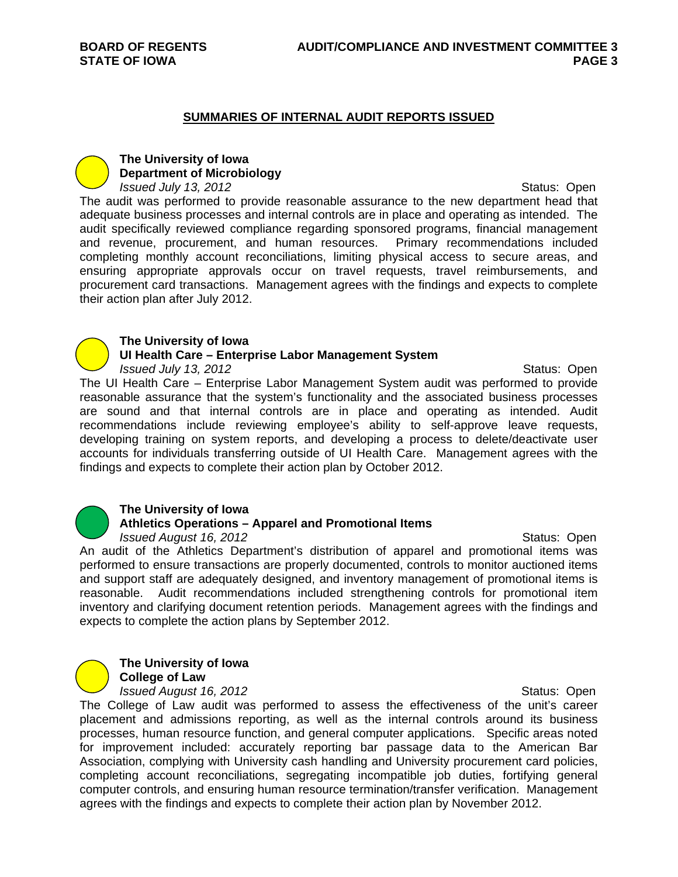## SUMMARIES OF INTERNAL AUDIT REPORTS ISSUED

**The University of Iowa**
**Department of Microbiology**
*Issued July 13, 2012* Status: Open

The audit was performed to provide reasonable assurance to the new department head that adequate business processes and internal controls are in place and operating as intended. The audit specifically reviewed compliance regarding sponsored programs, financial management and revenue, procurement, and human resources. Primary recommendations included completing monthly account reconciliations, limiting physical access to secure areas, and ensuring appropriate approvals occur on travel requests, travel reimbursements, and procurement card transactions. Management agrees with the findings and expects to complete their action plan after July 2012.

**The University of Iowa**
**UI Health Care – Enterprise Labor Management System**
*Issued July 13, 2012* Status: Open

The UI Health Care – Enterprise Labor Management System audit was performed to provide reasonable assurance that the system's functionality and the associated business processes are sound and that internal controls are in place and operating as intended. Audit recommendations include reviewing employee's ability to self-approve leave requests, developing training on system reports, and developing a process to delete/deactivate user accounts for individuals transferring outside of UI Health Care. Management agrees with the findings and expects to complete their action plan by October 2012.

**The University of Iowa**
**Athletics Operations – Apparel and Promotional Items**
*Issued August 16, 2012* Status: Open

An audit of the Athletics Department's distribution of apparel and promotional items was performed to ensure transactions are properly documented, controls to monitor auctioned items and support staff are adequately designed, and inventory management of promotional items is reasonable. Audit recommendations included strengthening controls for promotional item inventory and clarifying document retention periods. Management agrees with the findings and expects to complete the action plans by September 2012.

**The University of Iowa**
**College of Law**
*Issued August 16, 2012* Status: Open

The College of Law audit was performed to assess the effectiveness of the unit's career placement and admissions reporting, as well as the internal controls around its business processes, human resource function, and general computer applications. Specific areas noted for improvement included: accurately reporting bar passage data to the American Bar Association, complying with University cash handling and University procurement card policies, completing account reconciliations, segregating incompatible job duties, fortifying general computer controls, and ensuring human resource termination/transfer verification. Management agrees with the findings and expects to complete their action plan by November 2012.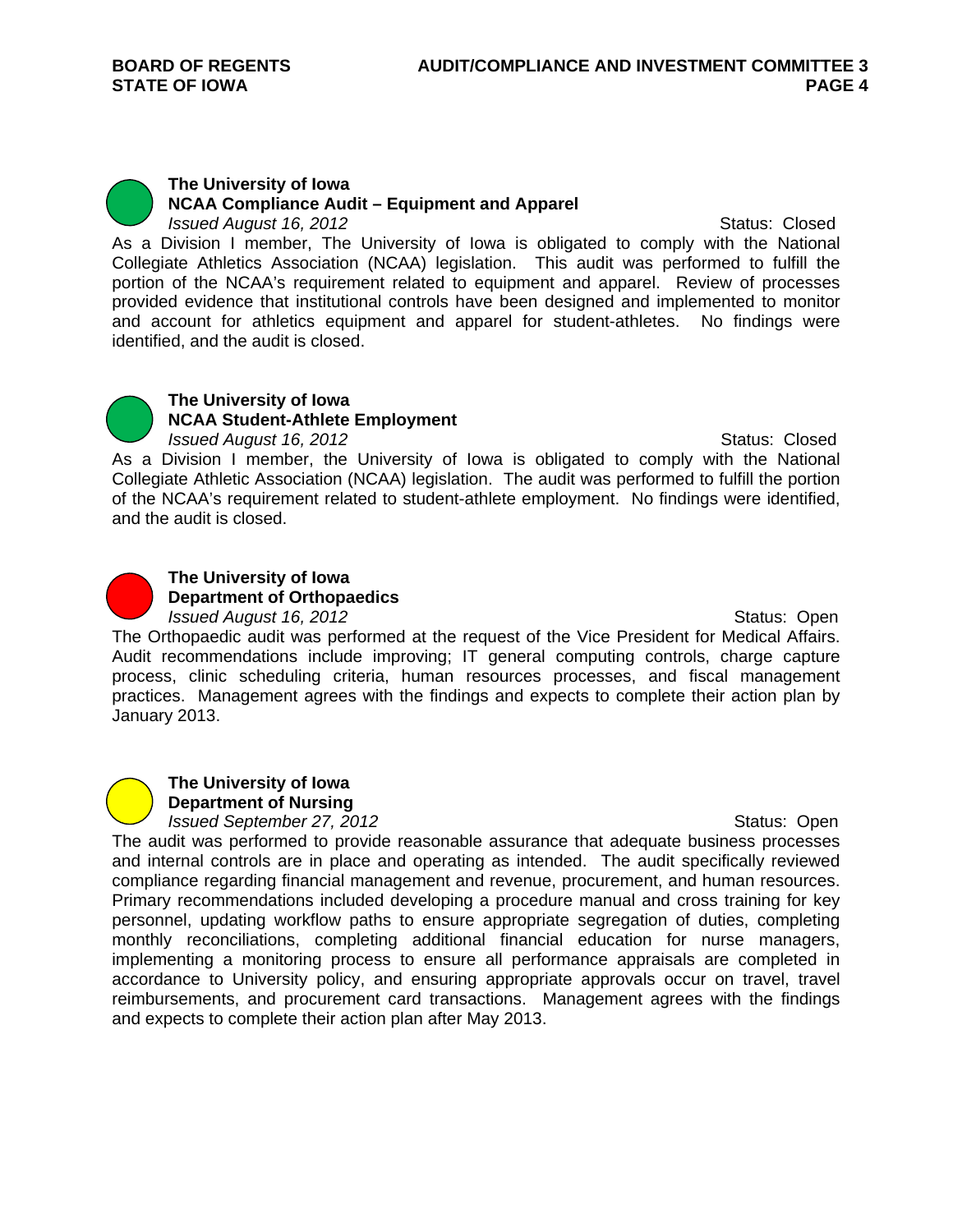**The University of Iowa**
**NCAA Compliance Audit – Equipment and Apparel**
*Issued August 16, 2012* Status: Closed

As a Division I member, The University of Iowa is obligated to comply with the National Collegiate Athletics Association (NCAA) legislation. This audit was performed to fulfill the portion of the NCAA's requirement related to equipment and apparel. Review of processes provided evidence that institutional controls have been designed and implemented to monitor and account for athletics equipment and apparel for student-athletes. No findings were identified, and the audit is closed.

**The University of Iowa**
**NCAA Student-Athlete Employment**
*Issued August 16, 2012* Status: Closed

As a Division I member, the University of Iowa is obligated to comply with the National Collegiate Athletic Association (NCAA) legislation. The audit was performed to fulfill the portion of the NCAA's requirement related to student-athlete employment. No findings were identified, and the audit is closed.

**The University of Iowa**
**Department of Orthopaedics**
*Issued August 16, 2012* Status: Open

The Orthopaedic audit was performed at the request of the Vice President for Medical Affairs. Audit recommendations include improving; IT general computing controls, charge capture process, clinic scheduling criteria, human resources processes, and fiscal management practices. Management agrees with the findings and expects to complete their action plan by January 2013.

**The University of Iowa**
**Department of Nursing**
*Issued September 27, 2012* Status: Open

The audit was performed to provide reasonable assurance that adequate business processes and internal controls are in place and operating as intended. The audit specifically reviewed compliance regarding financial management and revenue, procurement, and human resources. Primary recommendations included developing a procedure manual and cross training for key personnel, updating workflow paths to ensure appropriate segregation of duties, completing monthly reconciliations, completing additional financial education for nurse managers, implementing a monitoring process to ensure all performance appraisals are completed in accordance to University policy, and ensuring appropriate approvals occur on travel, travel reimbursements, and procurement card transactions. Management agrees with the findings and expects to complete their action plan after May 2013.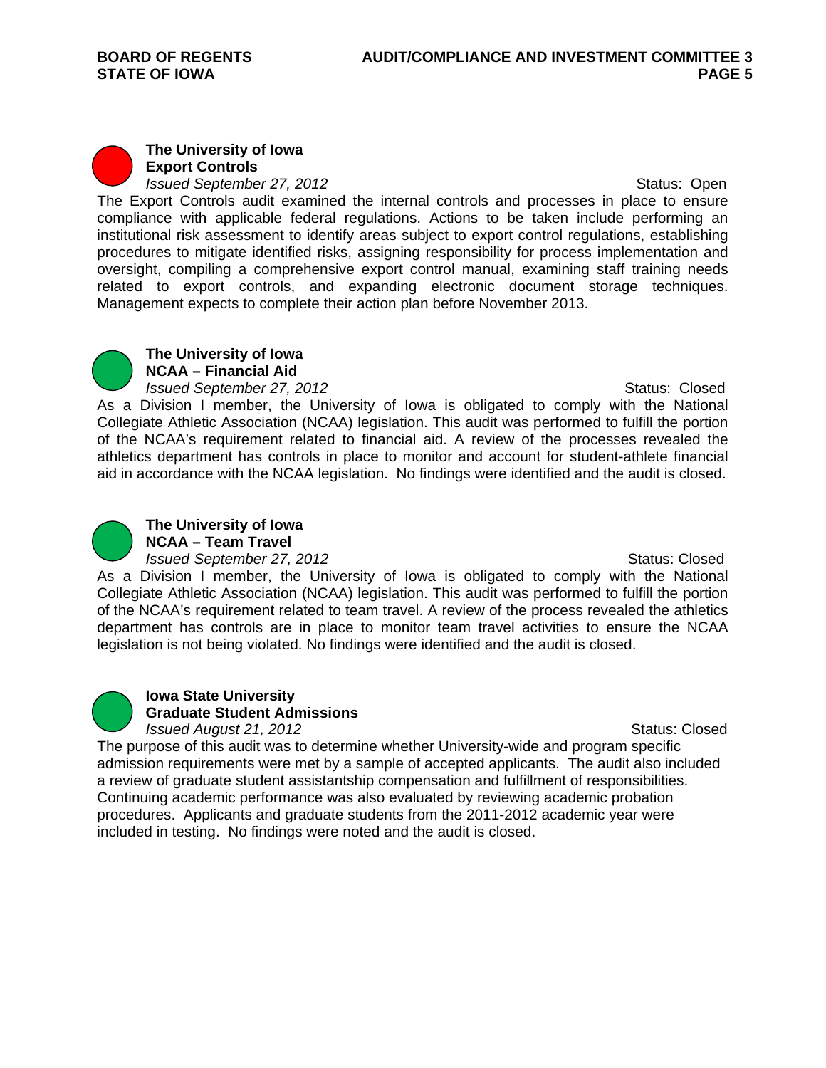**The University of Iowa**
**Export Controls**
*Issued September 27, 2012* Status: Open

The Export Controls audit examined the internal controls and processes in place to ensure compliance with applicable federal regulations. Actions to be taken include performing an institutional risk assessment to identify areas subject to export control regulations, establishing procedures to mitigate identified risks, assigning responsibility for process implementation and oversight, compiling a comprehensive export control manual, examining staff training needs related to export controls, and expanding electronic document storage techniques. Management expects to complete their action plan before November 2013.

**The University of Iowa**
**NCAA – Financial Aid**
*Issued September 27, 2012* Status: Closed

As a Division I member, the University of Iowa is obligated to comply with the National Collegiate Athletic Association (NCAA) legislation. This audit was performed to fulfill the portion of the NCAA's requirement related to financial aid. A review of the processes revealed the athletics department has controls in place to monitor and account for student-athlete financial aid in accordance with the NCAA legislation. No findings were identified and the audit is closed.

**The University of Iowa**
**NCAA – Team Travel**
*Issued September 27, 2012* Status: Closed

As a Division I member, the University of Iowa is obligated to comply with the National Collegiate Athletic Association (NCAA) legislation. This audit was performed to fulfill the portion of the NCAA's requirement related to team travel. A review of the process revealed the athletics department has controls are in place to monitor team travel activities to ensure the NCAA legislation is not being violated. No findings were identified and the audit is closed.

**Iowa State University**
**Graduate Student Admissions**
*Issued August 21, 2012* Status: Closed

The purpose of this audit was to determine whether University-wide and program specific admission requirements were met by a sample of accepted applicants. The audit also included a review of graduate student assistantship compensation and fulfillment of responsibilities. Continuing academic performance was also evaluated by reviewing academic probation procedures. Applicants and graduate students from the 2011-2012 academic year were included in testing. No findings were noted and the audit is closed.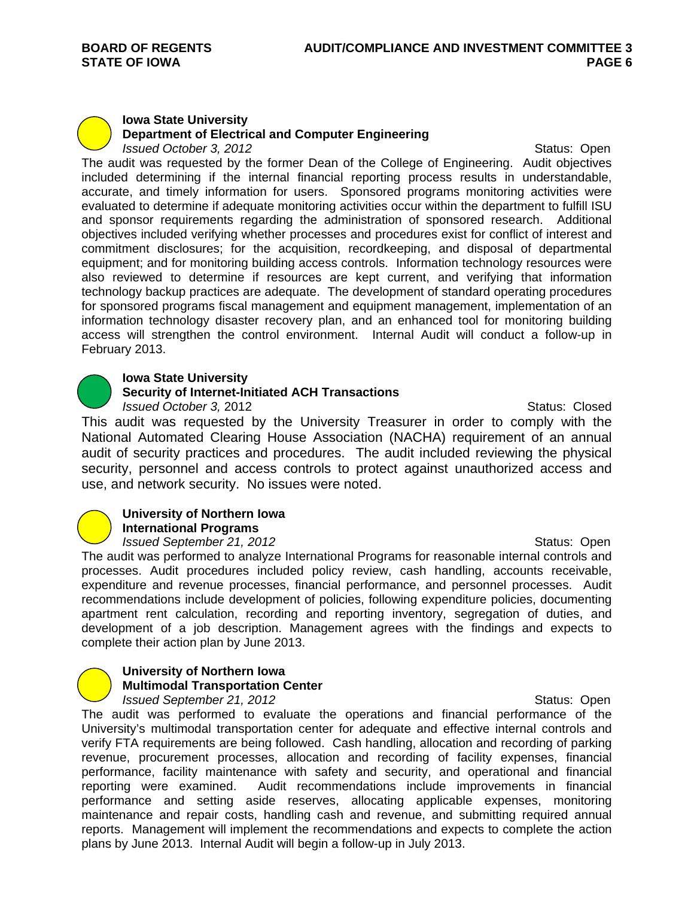**Iowa State University**
**Department of Electrical and Computer Engineering**
*Issued October 3, 2012* Status: Open

The audit was requested by the former Dean of the College of Engineering. Audit objectives included determining if the internal financial reporting process results in understandable, accurate, and timely information for users. Sponsored programs monitoring activities were evaluated to determine if adequate monitoring activities occur within the department to fulfill ISU and sponsor requirements regarding the administration of sponsored research. Additional objectives included verifying whether processes and procedures exist for conflict of interest and commitment disclosures; for the acquisition, recordkeeping, and disposal of departmental equipment; and for monitoring building access controls. Information technology resources were also reviewed to determine if resources are kept current, and verifying that information technology backup practices are adequate. The development of standard operating procedures for sponsored programs fiscal management and equipment management, implementation of an information technology disaster recovery plan, and an enhanced tool for monitoring building access will strengthen the control environment. Internal Audit will conduct a follow-up in February 2013.

**Iowa State University**
**Security of Internet-Initiated ACH Transactions**
*Issued October 3,* 2012 Status: Closed

This audit was requested by the University Treasurer in order to comply with the National Automated Clearing House Association (NACHA) requirement of an annual audit of security practices and procedures. The audit included reviewing the physical security, personnel and access controls to protect against unauthorized access and use, and network security. No issues were noted.

**University of Northern Iowa**
**International Programs**
*Issued September 21, 2012* Status: Open

The audit was performed to analyze International Programs for reasonable internal controls and processes. Audit procedures included policy review, cash handling, accounts receivable, expenditure and revenue processes, financial performance, and personnel processes. Audit recommendations include development of policies, following expenditure policies, documenting apartment rent calculation, recording and reporting inventory, segregation of duties, and development of a job description. Management agrees with the findings and expects to complete their action plan by June 2013.

**University of Northern Iowa**
**Multimodal Transportation Center**
*Issued September 21, 2012* Status: Open

The audit was performed to evaluate the operations and financial performance of the University's multimodal transportation center for adequate and effective internal controls and verify FTA requirements are being followed. Cash handling, allocation and recording of parking revenue, procurement processes, allocation and recording of facility expenses, financial performance, facility maintenance with safety and security, and operational and financial reporting were examined. Audit recommendations include improvements in financial performance and setting aside reserves, allocating applicable expenses, monitoring maintenance and repair costs, handling cash and revenue, and submitting required annual reports. Management will implement the recommendations and expects to complete the action plans by June 2013. Internal Audit will begin a follow-up in July 2013.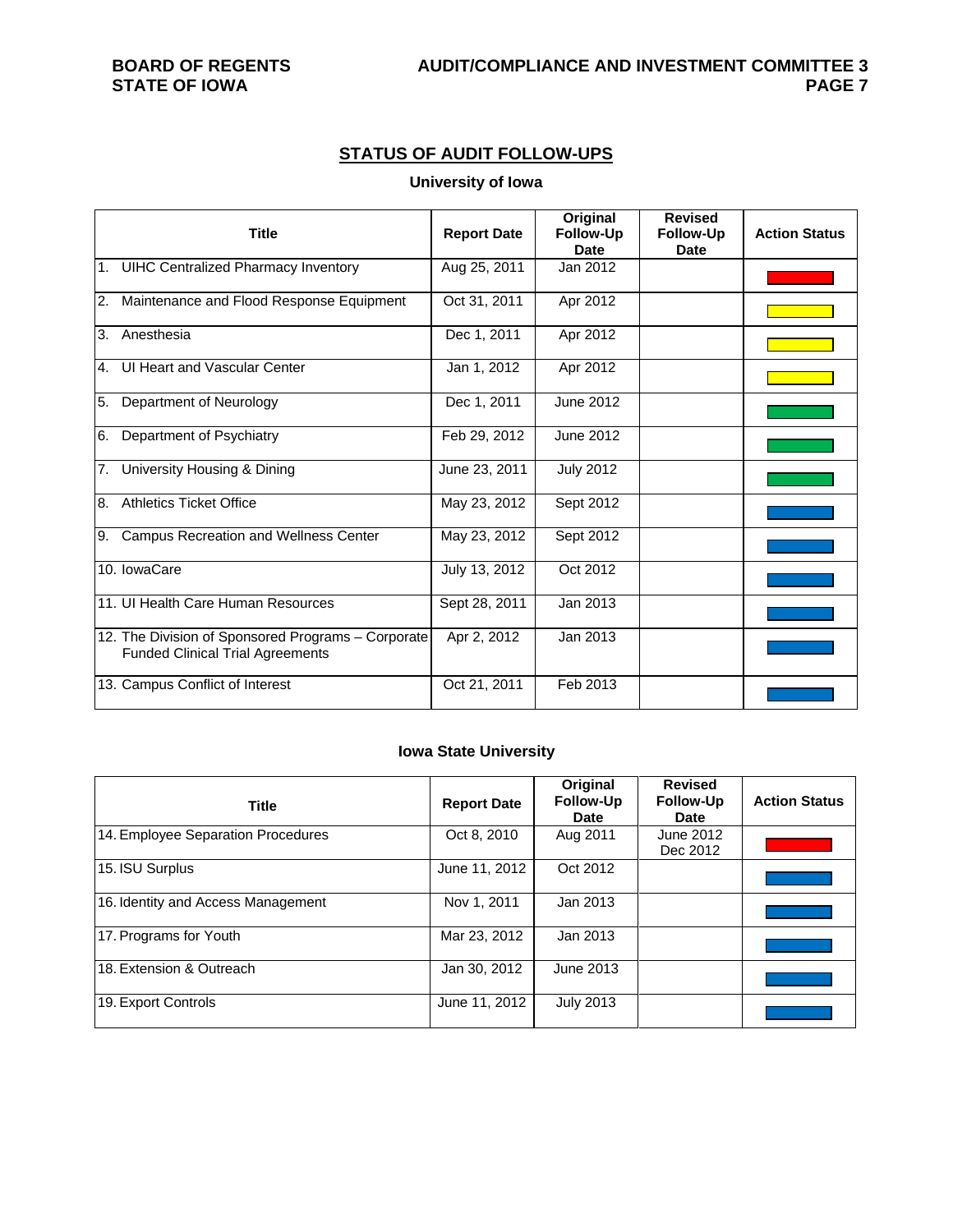## STATUS OF AUDIT FOLLOW-UPS

### University of Iowa

| Title | Report Date | Original Follow-Up Date | Revised Follow-Up Date | Action Status |
|---|---|---|---|---|
| 1. UIHC Centralized Pharmacy Inventory | Aug 25, 2011 | Jan 2012 | | Red |
| 2. Maintenance and Flood Response Equipment | Oct 31, 2011 | Apr 2012 | | Yellow |
| 3. Anesthesia | Dec 1, 2011 | Apr 2012 | | Yellow |
| 4. UI Heart and Vascular Center | Jan 1, 2012 | Apr 2012 | | Yellow |
| 5. Department of Neurology | Dec 1, 2011 | June 2012 | | Green |
| 6. Department of Psychiatry | Feb 29, 2012 | June 2012 | | Green |
| 7. University Housing & Dining | June 23, 2011 | July 2012 | | Green |
| 8. Athletics Ticket Office | May 23, 2012 | Sept 2012 | | Blue |
| 9. Campus Recreation and Wellness Center | May 23, 2012 | Sept 2012 | | Blue |
| 10. IowaCare | July 13, 2012 | Oct 2012 | | Blue |
| 11. UI Health Care Human Resources | Sept 28, 2011 | Jan 2013 | | Blue |
| 12. The Division of Sponsored Programs – Corporate Funded Clinical Trial Agreements | Apr 2, 2012 | Jan 2013 | | Blue |
| 13. Campus Conflict of Interest | Oct 21, 2011 | Feb 2013 | | Blue |

### Iowa State University

| Title | Report Date | Original Follow-Up Date | Revised Follow-Up Date | Action Status |
|---|---|---|---|---|
| 14. Employee Separation Procedures | Oct 8, 2010 | Aug 2011 | June 2012<br>Dec 2012 | Red |
| 15. ISU Surplus | June 11, 2012 | Oct 2012 | | Blue |
| 16. Identity and Access Management | Nov 1, 2011 | Jan 2013 | | Blue |
| 17. Programs for Youth | Mar 23, 2012 | Jan 2013 | | Blue |
| 18. Extension & Outreach | Jan 30, 2012 | June 2013 | | Blue |
| 19. Export Controls | June 11, 2012 | July 2013 | | Blue |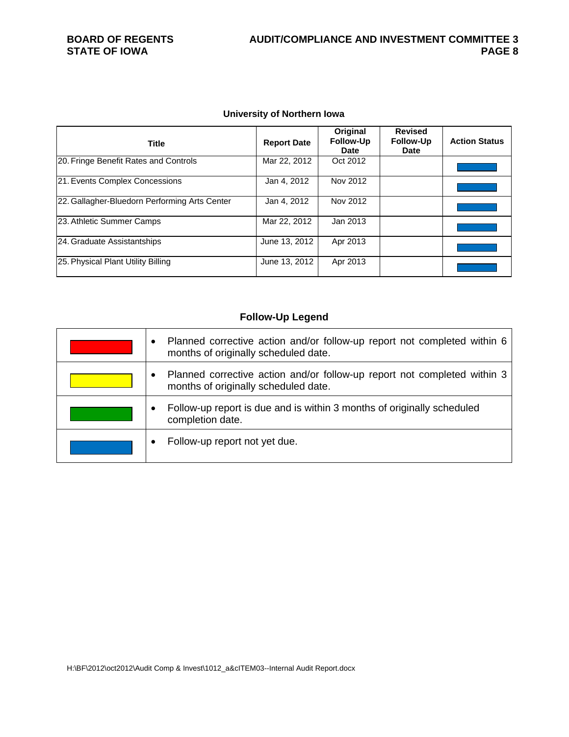## University of Northern Iowa

| Title | Report Date | Original Follow-Up Date | Revised Follow-Up Date | Action Status |
|---|---|---|---|---|
| 20. Fringe Benefit Rates and Controls | Mar 22, 2012 | Oct 2012 | | |
| 21. Events Complex Concessions | Jan 4, 2012 | Nov 2012 | | |
| 22. Gallagher-Bluedorn Performing Arts Center | Jan 4, 2012 | Nov 2012 | | |
| 23. Athletic Summer Camps | Mar 22, 2012 | Jan 2013 | | |
| 24. Graduate Assistantships | June 13, 2012 | Apr 2013 | | |
| 25. Physical Plant Utility Billing | June 13, 2012 | Apr 2013 | | |

## Follow-Up Legend

| | |
|---|---|
| | • Planned corrective action and/or follow-up report not completed within 6 months of originally scheduled date. |
| | • Planned corrective action and/or follow-up report not completed within 3 months of originally scheduled date. |
| | • Follow-up report is due and is within 3 months of originally scheduled completion date. |
| | • Follow-up report not yet due. |

H:\BF\2012\oct2012\Audit Comp & Invest\1012_a&cITEM03--Internal Audit Report.docx